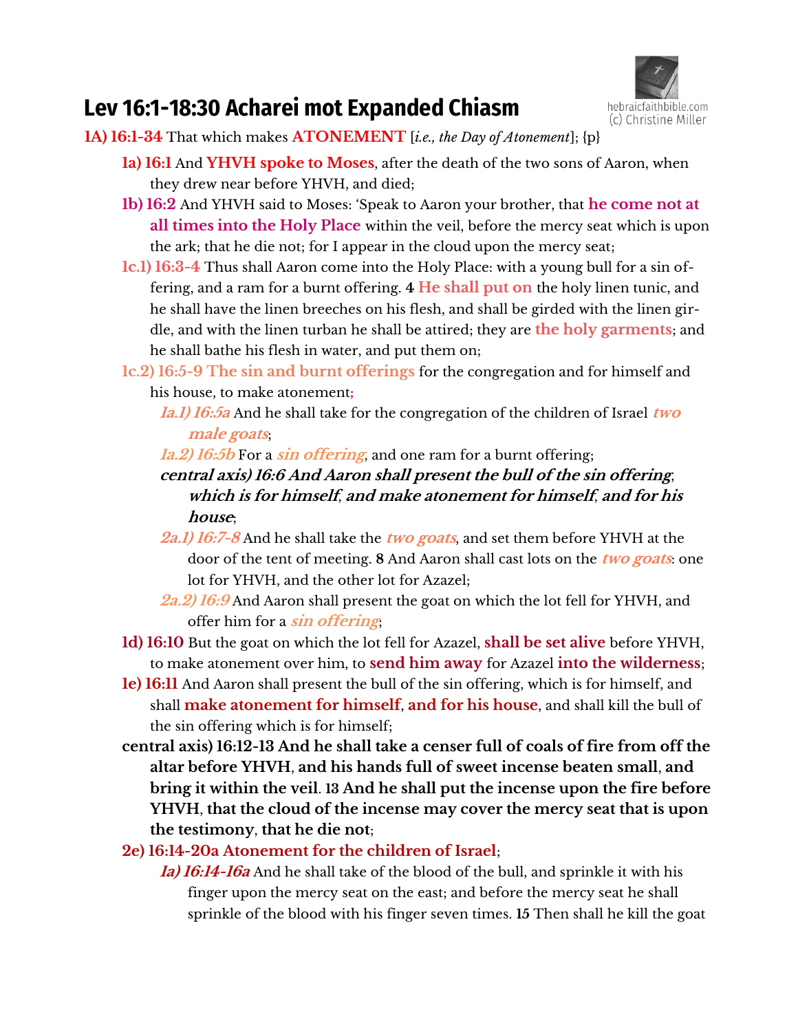# Lev 16:1-18:30 Acharei mot Expanded Chiasm

hebraicfaithbible.com
(c) Christine Miller

**1A) 16:1-34** That which makes **ATONEMENT** [*i.e., the Day of Atonement*]; {p}

- **1a) 16:1** And **YHVH spoke to Moses**, after the death of the two sons of Aaron, when they drew near before YHVH, and died;
- **1b) 16:2** And YHVH said to Moses: 'Speak to Aaron your brother, that **he come not at all times into the Holy Place** within the veil, before the mercy seat which is upon the ark; that he die not; for I appear in the cloud upon the mercy seat;
- **1c.1) 16:3-4** Thus shall Aaron come into the Holy Place: with a young bull for a sin offering, and a ram for a burnt offering. **4** **He shall put on** the holy linen tunic, and he shall have the linen breeches on his flesh, and shall be girded with the linen girdle, and with the linen turban he shall be attired; they are **the holy garments**; and he shall bathe his flesh in water, and put them on;
- **1c.2) 16:5-9 The sin and burnt offerings** for the congregation and for himself and his house, to make atonement;
  - ***1a.1) 16:5a*** And he shall take for the congregation of the children of Israel ***two male goats***;
  - ***1a.2) 16:5b*** For a ***sin offering***, and one ram for a burnt offering;
  - ***central axis) 16:6 And Aaron shall present the bull of the sin offering, which is for himself, and make atonement for himself, and for his house;***
  - ***2a.1) 16:7-8*** And he shall take the ***two goats***, and set them before YHVH at the door of the tent of meeting. **8** And Aaron shall cast lots on the ***two goats***: one lot for YHVH, and the other lot for Azazel;
  - ***2a.2) 16:9*** And Aaron shall present the goat on which the lot fell for YHVH, and offer him for a ***sin offering***;
- **1d) 16:10** But the goat on which the lot fell for Azazel, **shall be set alive** before YHVH, to make atonement over him, to **send him away** for Azazel **into the wilderness**;
- **1e) 16:11** And Aaron shall present the bull of the sin offering, which is for himself, and shall **make atonement for himself**, **and for his house**, and shall kill the bull of the sin offering which is for himself;

**central axis) 16:12-13 And he shall take a censer full of coals of fire from off the altar before YHVH, and his hands full of sweet incense beaten small, and bring it within the veil. 13 And he shall put the incense upon the fire before YHVH, that the cloud of the incense may cover the mercy seat that is upon the testimony, that he die not;**

- **2e) 16:14-20a Atonement for the children of Israel**;
  - ***1a) 16:14-16a*** And he shall take of the blood of the bull, and sprinkle it with his finger upon the mercy seat on the east; and before the mercy seat he shall sprinkle of the blood with his finger seven times. **15** Then shall he kill the goat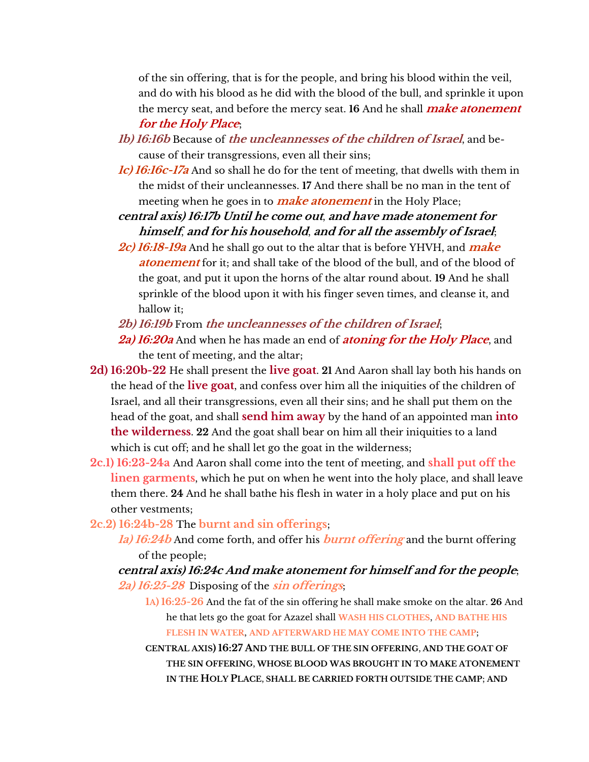of the sin offering, that is for the people, and bring his blood within the veil, and do with his blood as he did with the blood of the bull, and sprinkle it upon the mercy seat, and before the mercy seat. **16** And he shall ***make atonement for the Holy Place***;

***1b) 16:16b*** Because of ***the uncleannesses of the children of Israel***, and because of their transgressions, even all their sins;

***1c) 16:16c-17a*** And so shall he do for the tent of meeting, that dwells with them in the midst of their uncleannesses. **17** And there shall be no man in the tent of meeting when he goes in to ***make atonement*** in the Holy Place;

***central axis) 16:17b Until he come out, and have made atonement for himself, and for his household, and for all the assembly of Israel;***

***2c) 16:18-19a*** And he shall go out to the altar that is before YHVH, and ***make atonement*** for it; and shall take of the blood of the bull, and of the blood of the goat, and put it upon the horns of the altar round about. **19** And he shall sprinkle of the blood upon it with his finger seven times, and cleanse it, and hallow it;

***2b) 16:19b*** From ***the uncleannesses of the children of Israel***;

***2a) 16:20a*** And when he has made an end of ***atoning for the Holy Place***, and the tent of meeting, and the altar;

**2d) 16:20b-22** He shall present the **live goat**. **21** And Aaron shall lay both his hands on the head of the **live goat**, and confess over him all the iniquities of the children of Israel, and all their transgressions, even all their sins; and he shall put them on the head of the goat, and shall **send him away** by the hand of an appointed man **into the wilderness**. **22** And the goat shall bear on him all their iniquities to a land which is cut off; and he shall let go the goat in the wilderness;

**2c.1) 16:23-24a** And Aaron shall come into the tent of meeting, and **shall put off the linen garments**, which he put on when he went into the holy place, and shall leave them there. **24** And he shall bathe his flesh in water in a holy place and put on his other vestments;

**2c.2) 16:24b-28** The **burnt and sin offerings**;

***1a) 16:24b*** And come forth, and offer his ***burnt offering*** and the burnt offering of the people;

***central axis) 16:24c And make atonement for himself and for the people;***

***2a) 16:25-28*** Disposing of the ***sin offerings***;

1A) **16:25-26** And the fat of the sin offering he shall make smoke on the altar. **26** And he that lets go the goat for Azazel shall WASH HIS CLOTHES, AND BATHE HIS FLESH IN WATER, AND AFTERWARD HE MAY COME INTO THE CAMP;

**CENTRAL AXIS) 16:27 AND THE BULL OF THE SIN OFFERING, AND THE GOAT OF THE SIN OFFERING, WHOSE BLOOD WAS BROUGHT IN TO MAKE ATONEMENT IN THE HOLY PLACE, SHALL BE CARRIED FORTH OUTSIDE THE CAMP; AND**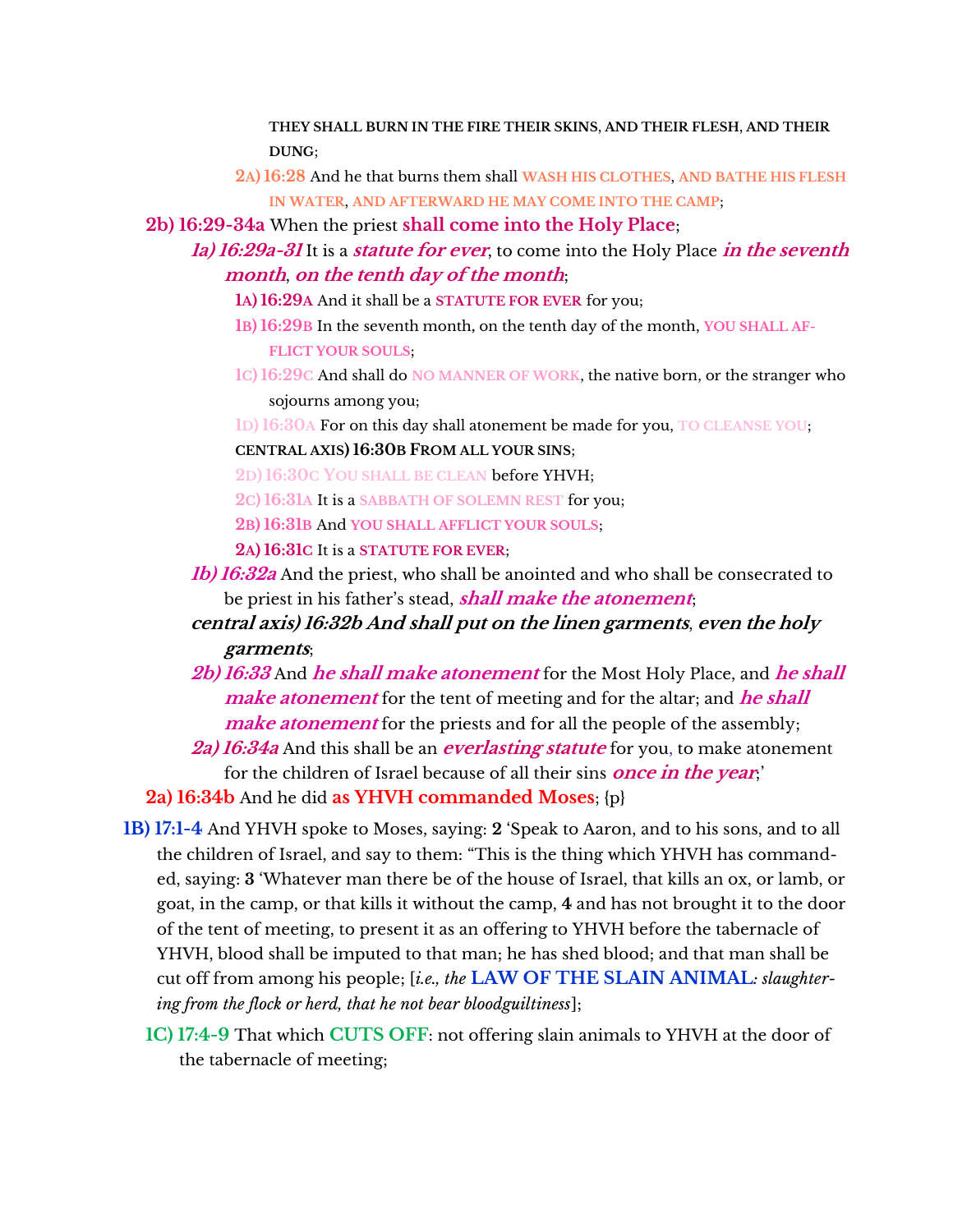**THEY SHALL BURN IN THE FIRE THEIR SKINS, AND THEIR FLESH, AND THEIR DUNG**;

**2A) 16:28** And he that burns them shall **WASH HIS CLOTHES**, **AND BATHE HIS FLESH IN WATER**, **AND AFTERWARD HE MAY COME INTO THE CAMP**;

**2b) 16:29-34a** When the priest **shall come into the Holy Place**;

***1a) 16:29a-31*** It is a ***statute for ever***, to come into the Holy Place ***in the seventh month***, ***on the tenth day of the month***;

**1A) 16:29A** And it shall be a **STATUTE FOR EVER** for you;

**1B) 16:29B** In the seventh month, on the tenth day of the month, **YOU SHALL AFFLICT YOUR SOULS**;

**1C) 16:29C** And shall do **NO MANNER OF WORK**, the native born, or the stranger who sojourns among you;

**1D) 16:30A** For on this day shall atonement be made for you, **TO CLEANSE YOU**;

**CENTRAL AXIS) 16:30B FROM ALL YOUR SINS**;

**2D) 16:30C YOU SHALL BE CLEAN** before YHVH;

**2C) 16:31A** It is a **SABBATH OF SOLEMN REST** for you;

**2B) 16:31B** And **YOU SHALL AFFLICT YOUR SOULS**;

**2A) 16:31C** It is a **STATUTE FOR EVER**;

***1b) 16:32a*** And the priest, who shall be anointed and who shall be consecrated to be priest in his father's stead, ***shall make the atonement***;

***central axis) 16:32b And shall put on the linen garments, even the holy garments***;

***2b) 16:33*** And ***he shall make atonement*** for the Most Holy Place, and ***he shall make atonement*** for the tent of meeting and for the altar; and ***he shall make atonement*** for the priests and for all the people of the assembly;

***2a) 16:34a*** And this shall be an ***everlasting statute*** for you, to make atonement for the children of Israel because of all their sins ***once in the year***;'

**2a) 16:34b** And he did **as YHVH commanded Moses**; {p}

**1B) 17:1-4** And YHVH spoke to Moses, saying: **2** 'Speak to Aaron, and to his sons, and to all the children of Israel, and say to them: "This is the thing which YHVH has commanded, saying: **3** 'Whatever man there be of the house of Israel, that kills an ox, or lamb, or goat, in the camp, or that kills it without the camp, **4** and has not brought it to the door of the tent of meeting, to present it as an offering to YHVH before the tabernacle of YHVH, blood shall be imputed to that man; he has shed blood; and that man shall be cut off from among his people; [*i.e., the* **LAW OF THE SLAIN ANIMAL***: slaughtering from the flock or herd, that he not bear bloodguiltiness*];

**1C) 17:4-9** That which **CUTS OFF**: not offering slain animals to YHVH at the door of the tabernacle of meeting;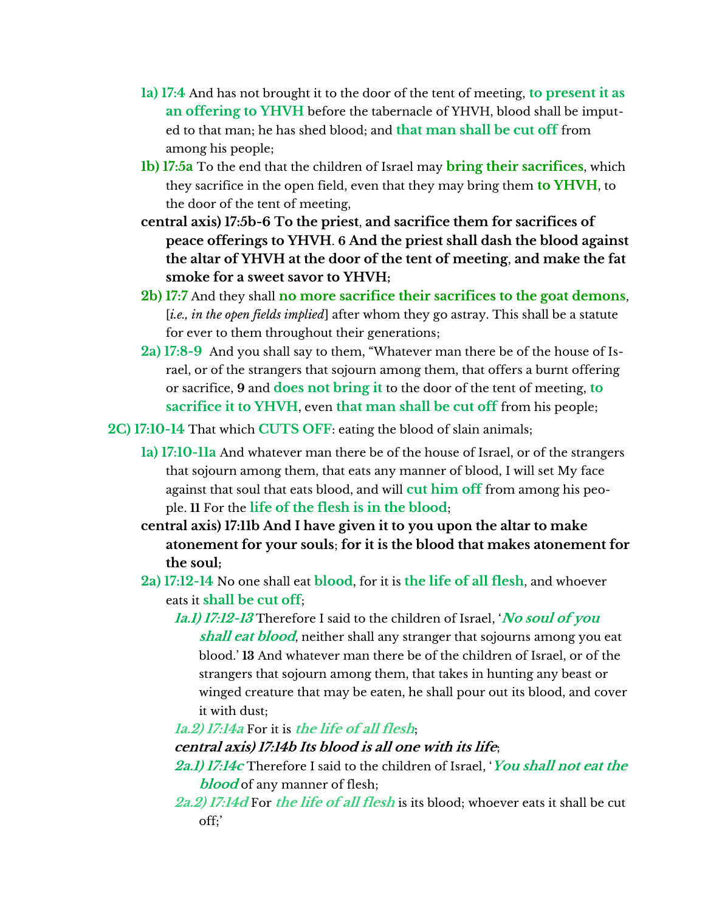- **1a) 17:4** And has not brought it to the door of the tent of meeting, **to present it as an offering to YHVH** before the tabernacle of YHVH, blood shall be imputed to that man; he has shed blood; and **that man shall be cut off** from among his people;
- **1b) 17:5a** To the end that the children of Israel may **bring their sacrifices**, which they sacrifice in the open field, even that they may bring them **to YHVH**, to the door of the tent of meeting,
- **central axis) 17:5b-6 To the priest, and sacrifice them for sacrifices of peace offerings to YHVH. 6 And the priest shall dash the blood against the altar of YHVH at the door of the tent of meeting, and make the fat smoke for a sweet savor to YHVH;**
- **2b) 17:7** And they shall **no more sacrifice their sacrifices to the goat demons**, [*i.e., in the open fields implied*] after whom they go astray. This shall be a statute for ever to them throughout their generations;
- **2a) 17:8-9** And you shall say to them, "Whatever man there be of the house of Israel, or of the strangers that sojourn among them, that offers a burnt offering or sacrifice, **9** and **does not bring it** to the door of the tent of meeting, **to sacrifice it to YHVH**, even **that man shall be cut off** from his people;

**2C) 17:10-14** That which **CUTS OFF**: eating the blood of slain animals;

- **1a) 17:10-11a** And whatever man there be of the house of Israel, or of the strangers that sojourn among them, that eats any manner of blood, I will set My face against that soul that eats blood, and will **cut him off** from among his people. **11** For the **life of the flesh is in the blood**;
- **central axis) 17:11b And I have given it to you upon the altar to make atonement for your souls; for it is the blood that makes atonement for the soul;**
- **2a) 17:12-14** No one shall eat **blood**, for it is **the life of all flesh**, and whoever eats it **shall be cut off**;
  - ***1a.1) 17:12-13*** Therefore I said to the children of Israel, '***No soul of you shall eat blood***, neither shall any stranger that sojourns among you eat blood.' **13** And whatever man there be of the children of Israel, or of the strangers that sojourn among them, that takes in hunting any beast or winged creature that may be eaten, he shall pour out its blood, and cover it with dust;
  - ***1a.2) 17:14a*** For it is ***the life of all flesh***;
  - ***central axis) 17:14b Its blood is all one with its life;***
  - ***2a.1) 17:14c*** Therefore I said to the children of Israel, '***You shall not eat the blood*** of any manner of flesh;
  - ***2a.2) 17:14d*** For ***the life of all flesh*** is its blood; whoever eats it shall be cut off;'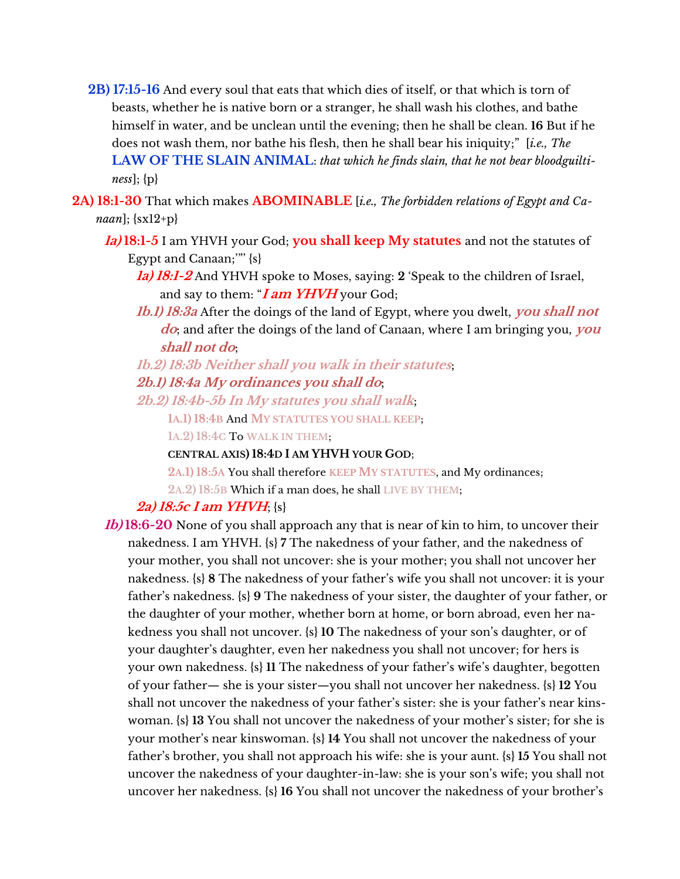**2B) 17:15-16** And every soul that eats that which dies of itself, or that which is torn of beasts, whether he is native born or a stranger, he shall wash his clothes, and bathe himself in water, and be unclean until the evening; then he shall be clean. **16** But if he does not wash them, nor bathe his flesh, then he shall bear his iniquity;" [*i.e., The* **LAW OF THE SLAIN ANIMAL**: *that which he finds slain, that he not bear bloodguiltiness*]; {p}

**2A) 18:1-30** That which makes **ABOMINABLE** [*i.e., The forbidden relations of Egypt and Canaan*]; {sx12+p}

- ***1a)* 18:1-5** I am YHVH your God; **you shall keep My statutes** and not the statutes of Egypt and Canaan;'"" {s}
  - ***1a) 18:1-2*** And YHVH spoke to Moses, saying: **2** 'Speak to the children of Israel, and say to them: "***I am YHVH*** your God;
  - ***1b.1) 18:3a*** After the doings of the land of Egypt, where you dwelt, ***you shall not do***; and after the doings of the land of Canaan, where I am bringing you, ***you shall not do***;
  - ***1b.2) 18:3b Neither shall you walk in their statutes***;
  - ***2b.1) 18:4a My ordinances you shall do***;
  - ***2b.2) 18:4b-5b In My statutes you shall walk***;
    - **1A.1) 18:4B** And MY STATUTES YOU SHALL KEEP;
    - **1A.2) 18:4C** To WALK IN THEM;
    - **CENTRAL AXIS) 18:4D I AM YHVH YOUR GOD**;
    - **2A.1) 18:5A** You shall therefore KEEP MY STATUTES, and My ordinances;
    - **2A.2) 18:5B** Which if a man does, he shall LIVE BY THEM;
  - ***2a) 18:5c I am YHVH***; {s}
- ***1b)* 18:6-20** None of you shall approach any that is near of kin to him, to uncover their nakedness. I am YHVH. {s} **7** The nakedness of your father, and the nakedness of your mother, you shall not uncover: she is your mother; you shall not uncover her nakedness. {s} **8** The nakedness of your father's wife you shall not uncover: it is your father's nakedness. {s} **9** The nakedness of your sister, the daughter of your father, or the daughter of your mother, whether born at home, or born abroad, even her nakedness you shall not uncover. {s} **10** The nakedness of your son's daughter, or of your daughter's daughter, even her nakedness you shall not uncover; for hers is your own nakedness. {s} **11** The nakedness of your father's wife's daughter, begotten of your father— she is your sister—you shall not uncover her nakedness. {s} **12** You shall not uncover the nakedness of your father's sister: she is your father's near kinswoman. {s} **13** You shall not uncover the nakedness of your mother's sister; for she is your mother's near kinswoman. {s} **14** You shall not uncover the nakedness of your father's brother, you shall not approach his wife: she is your aunt. {s} **15** You shall not uncover the nakedness of your daughter-in-law: she is your son's wife; you shall not uncover her nakedness. {s} **16** You shall not uncover the nakedness of your brother's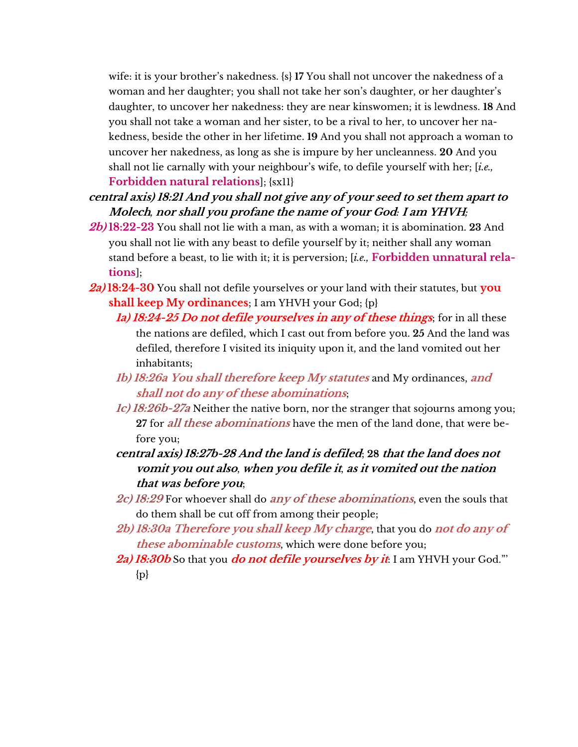wife: it is your brother's nakedness. {s} **17** You shall not uncover the nakedness of a woman and her daughter; you shall not take her son's daughter, or her daughter's daughter, to uncover her nakedness: they are near kinswomen; it is lewdness. **18** And you shall not take a woman and her sister, to be a rival to her, to uncover her nakedness, beside the other in her lifetime. **19** And you shall not approach a woman to uncover her nakedness, as long as she is impure by her uncleanness. **20** And you shall not lie carnally with your neighbour's wife, to defile yourself with her; [*i.e.,* **Forbidden natural relations**]; {sx11}

***central axis) 18:21 And you shall not give any of your seed to set them apart to Molech, nor shall you profane the name of your God: I am YHVH;***

***2b)* 18:22-23** You shall not lie with a man, as with a woman; it is abomination. **23** And you shall not lie with any beast to defile yourself by it; neither shall any woman stand before a beast, to lie with it; it is perversion; [*i.e.,* **Forbidden unnatural relations**];

***2a)* 18:24-30** You shall not defile yourselves or your land with their statutes, but **you shall keep My ordinances**; I am YHVH your God; {p}

- ***1a) 18:24-25 Do not defile yourselves in any of these things***; for in all these the nations are defiled, which I cast out from before you. **25** And the land was defiled, therefore I visited its iniquity upon it, and the land vomited out her inhabitants;
- ***1b) 18:26a You shall therefore keep My statutes*** and My ordinances, ***and shall not do any of these abominations***;
- ***1c) 18:26b-27a*** Neither the native born, nor the stranger that sojourns among you; **27** for ***all these abominations*** have the men of the land done, that were before you;
- ***central axis) 18:27b-28 And the land is defiled***; **28** ***that the land does not vomit you out also, when you defile it, as it vomited out the nation that was before you***;
- ***2c) 18:29*** For whoever shall do ***any of these abominations***, even the souls that do them shall be cut off from among their people;
- ***2b) 18:30a Therefore you shall keep My charge***, that you do ***not do any of these abominable customs***, which were done before you;
- ***2a) 18:30b*** So that you ***do not defile yourselves by it***: I am YHVH your God."' {p}